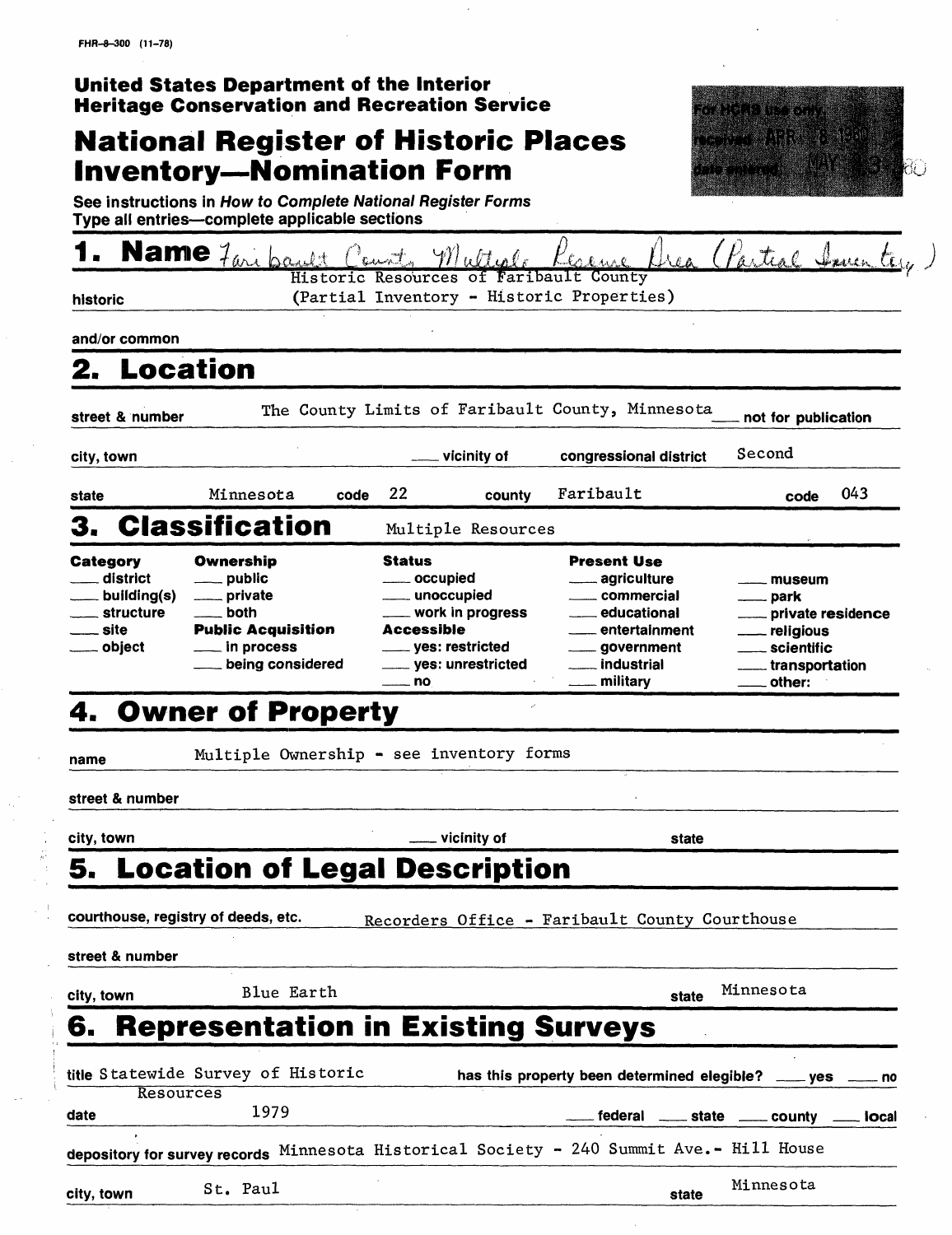FHR-8-300 (11-78)

**United States Department of the Interior**
**Heritage Conservation and Recreation Service**

# National Register of Historic Places Inventory—Nomination Form

For HCRS use only
received APR 8 1980
date entered MAY 23 1980

See instructions in *How to Complete National Register Forms*
Type all entries—complete applicable sections

## 1. Name

Faribault County Multiple Resource Area (Partial Inventory)

historic: Historic Resources of Faribault County (Partial Inventory - Historic Properties)

and/or common

## 2. Location

street & number: The County Limits of Faribault County, Minnesota ___ not for publication

city, town ___ vicinity of congressional district: Second

state: Minnesota code: 22 county: Faribault code: 043

## 3. Classification

Multiple Resources

| Category | Ownership | Status | Present Use | |
|---|---|---|---|---|
| ___ district | ___ public | ___ occupied | ___ agriculture | ___ museum |
| ___ building(s) | ___ private | ___ unoccupied | ___ commercial | ___ park |
| ___ structure | ___ both | ___ work in progress | ___ educational | ___ private residence |
| ___ site | **Public Acquisition** | **Accessible** | ___ entertainment | ___ religious |
| ___ object | ___ in process | ___ yes: restricted | ___ government | ___ scientific |
| | ___ being considered | ___ yes: unrestricted | ___ industrial | ___ transportation |
| | | ___ no | ___ military | ___ other: |

## 4. Owner of Property

name: Multiple Ownership - see inventory forms

street & number

city, town ___ vicinity of state

## 5. Location of Legal Description

courthouse, registry of deeds, etc.: Recorders Office - Faribault County Courthouse

street & number

city, town: Blue Earth state: Minnesota

## 6. Representation in Existing Surveys

title: Statewide Survey of Historic Resources has this property been determined elegible? ___ yes ___ no

date: 1979 ___ federal ___ state ___ county ___ local

depository for survey records: Minnesota Historical Society - 240 Summit Ave.- Hill House

city, town: St. Paul state: Minnesota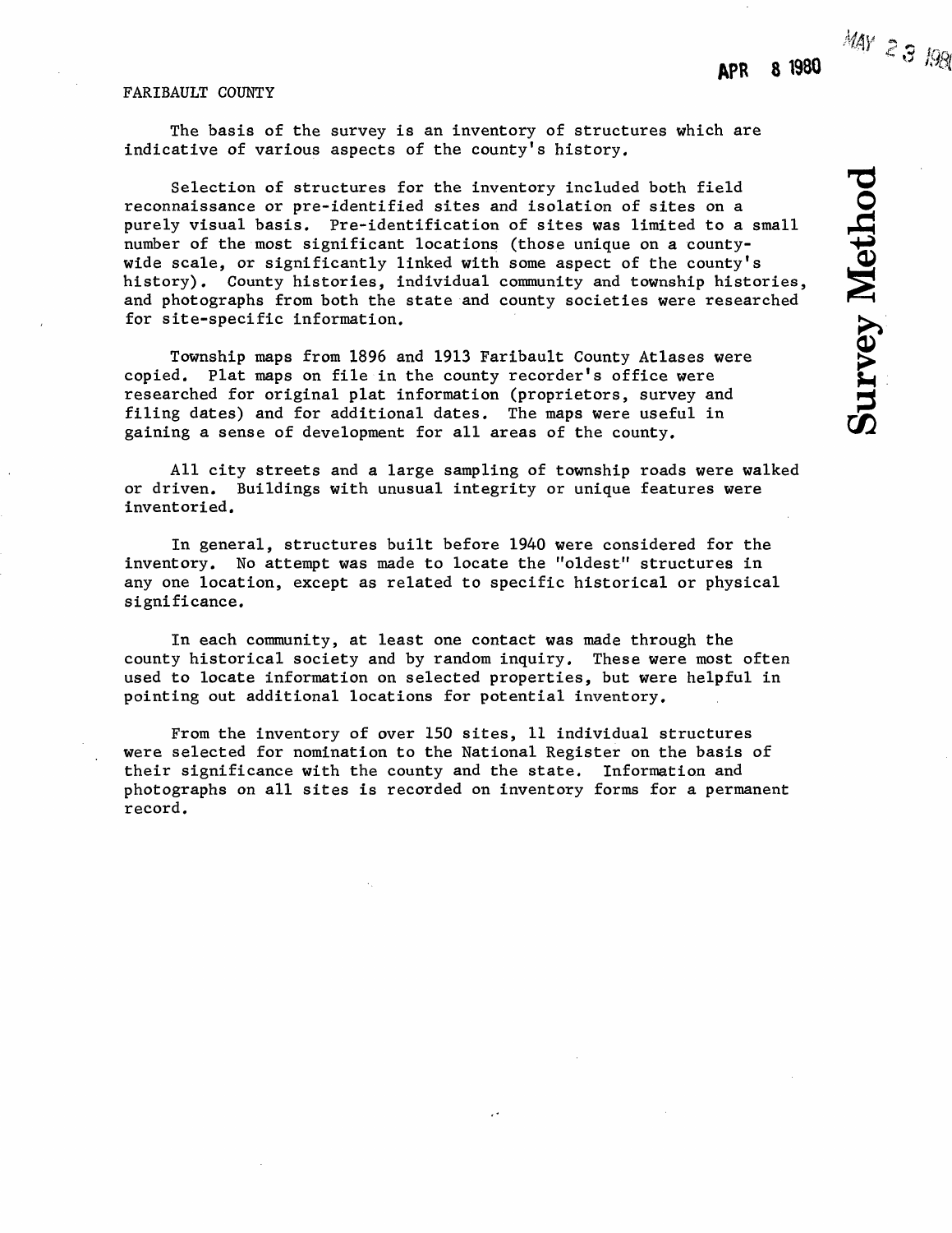FARIBAULT COUNTY

APR 8 1980

MAY 23 1980

# Survey Method

The basis of the survey is an inventory of structures which are indicative of various aspects of the county's history.

Selection of structures for the inventory included both field reconnaissance or pre-identified sites and isolation of sites on a purely visual basis. Pre-identification of sites was limited to a small number of the most significant locations (those unique on a county-wide scale, or significantly linked with some aspect of the county's history). County histories, individual community and township histories, and photographs from both the state and county societies were researched for site-specific information.

Township maps from 1896 and 1913 Faribault County Atlases were copied. Plat maps on file in the county recorder's office were researched for original plat information (proprietors, survey and filing dates) and for additional dates. The maps were useful in gaining a sense of development for all areas of the county.

All city streets and a large sampling of township roads were walked or driven. Buildings with unusual integrity or unique features were inventoried.

In general, structures built before 1940 were considered for the inventory. No attempt was made to locate the "oldest" structures in any one location, except as related to specific historical or physical significance.

In each community, at least one contact was made through the county historical society and by random inquiry. These were most often used to locate information on selected properties, but were helpful in pointing out additional locations for potential inventory.

From the inventory of over 150 sites, 11 individual structures were selected for nomination to the National Register on the basis of their significance with the county and the state. Information and photographs on all sites is recorded on inventory forms for a permanent record.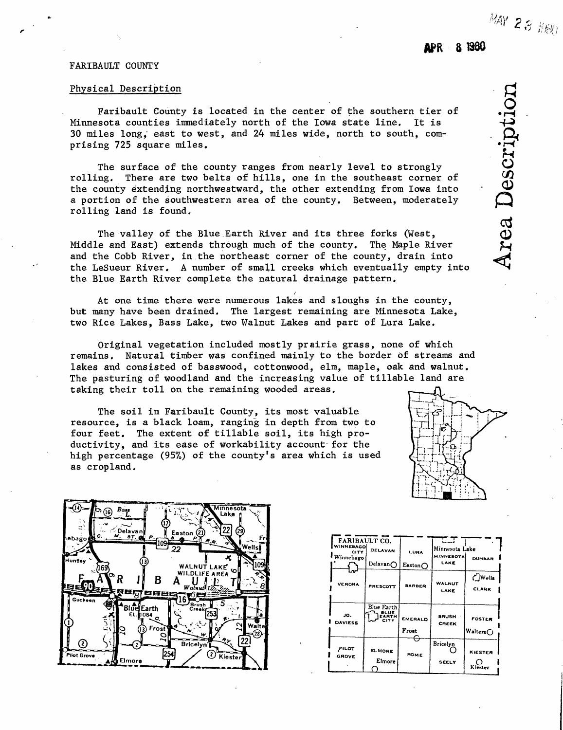FARIBAULT COUNTY

## Physical Description

Faribault County is located in the center of the southern tier of Minnesota counties immediately north of the Iowa state line. It is 30 miles long, east to west, and 24 miles wide, north to south, comprising 725 square miles.

The surface of the county ranges from nearly level to strongly rolling. There are two belts of hills, one in the southeast corner of the county extending northwestward, the other extending from Iowa into a portion of the southwestern area of the county. Between, moderately rolling land is found.

The valley of the Blue Earth River and its three forks (West, Middle and East) extends through much of the county. The Maple River and the Cobb River, in the northeast corner of the county, drain into the LeSueur River. A number of small creeks which eventually empty into the Blue Earth River complete the natural drainage pattern.

At one time there were numerous lakes and sloughs in the county, but many have been drained. The largest remaining are Minnesota Lake, two Rice Lakes, Bass Lake, two Walnut Lakes and part of Lura Lake.

Original vegetation included mostly prairie grass, none of which remains. Natural timber was confined mainly to the border of streams and lakes and consisted of basswood, cottonwood, elm, maple, oak and walnut. The pasturing of woodland and the increasing value of tillable land are taking their toll on the remaining wooded areas.

The soil in Faribault County, its most valuable resource, is a black loam, ranging in depth from two to four feet. The extent of tillable soil, its high productivity, and its ease of workability account for the high percentage (95%) of the county's area which is used as cropland.

| FARIBAULT CO. | | | | |
|---|---|---|---|---|
| WINNEBAGO CITY (Winnebago) | DELAVAN (Delavan) | LURA (Easton) | MINNESOTA LAKE (Minnesota Lake) | DUNBAR |
| VERONA | PRESCOTT | BARBER | WALNUT LAKE | CLARK (Wells) |
| JO. DAVIESS | BLUE EARTH CITY (Blue Earth) | EMERALD (Frost) | BRUSH CREEK | FOSTER (Walters) |
| PILOT GROVE | ELMORE (Elmore) | ROME | SEELY (Bricelyn) | KIESTER (Kiester) |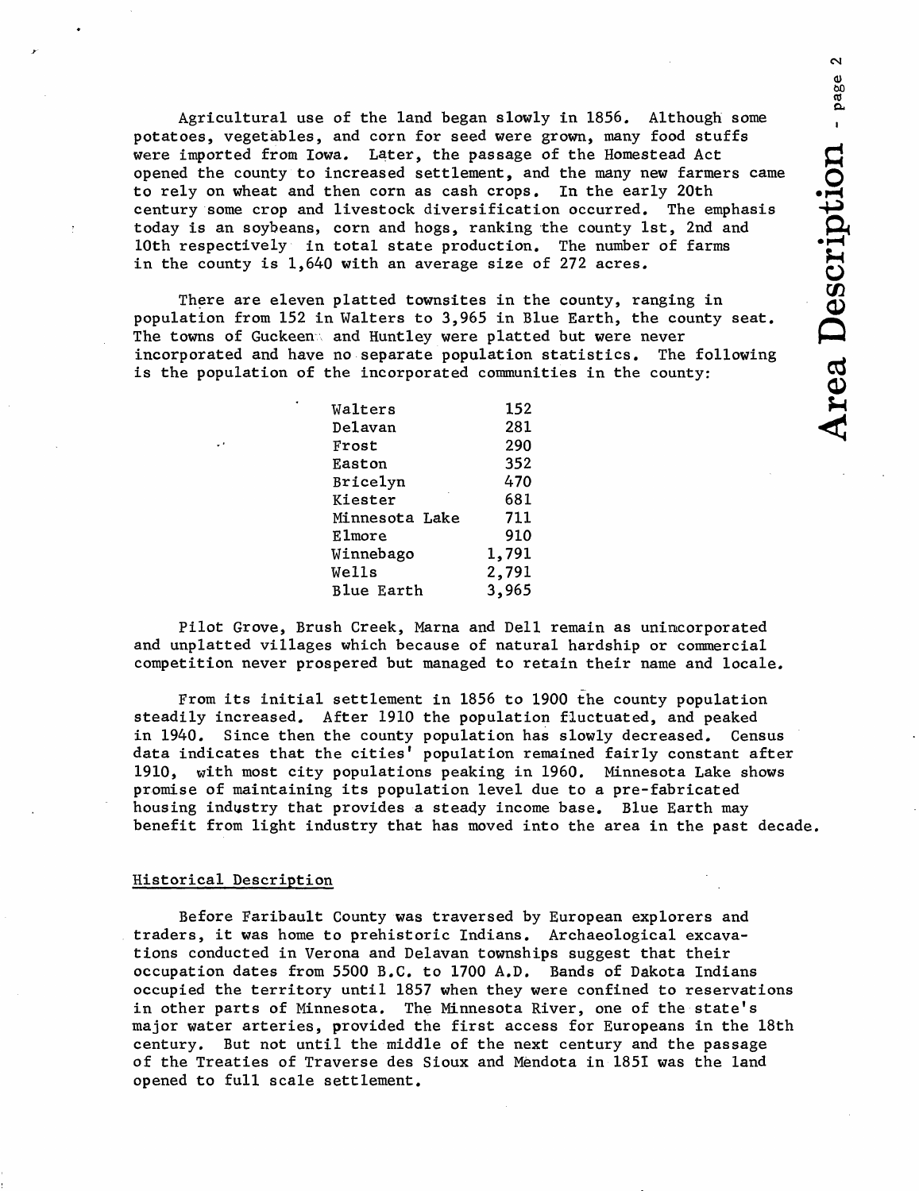Agricultural use of the land began slowly in 1856. Although some potatoes, vegetables, and corn for seed were grown, many food stuffs were imported from Iowa. Later, the passage of the Homestead Act opened the county to increased settlement, and the many new farmers came to rely on wheat and then corn as cash crops. In the early 20th century some crop and livestock diversification occurred. The emphasis today is an soybeans, corn and hogs, ranking the county 1st, 2nd and 10th respectively in total state production. The number of farms in the county is 1,640 with an average size of 272 acres.

There are eleven platted townsites in the county, ranging in population from 152 in Walters to 3,965 in Blue Earth, the county seat. The towns of Guckeen and Huntley were platted but were never incorporated and have no separate population statistics. The following is the population of the incorporated communities in the county:

| | |
|---|---|
| Walters | 152 |
| Delavan | 281 |
| Frost | 290 |
| Easton | 352 |
| Bricelyn | 470 |
| Kiester | 681 |
| Minnesota Lake | 711 |
| Elmore | 910 |
| Winnebago | 1,791 |
| Wells | 2,791 |
| Blue Earth | 3,965 |

Pilot Grove, Brush Creek, Marna and Dell remain as unincorporated and unplatted villages which because of natural hardship or commercial competition never prospered but managed to retain their name and locale.

From its initial settlement in 1856 to 1900 the county population steadily increased. After 1910 the population fluctuated, and peaked in 1940. Since then the county population has slowly decreased. Census data indicates that the cities' population remained fairly constant after 1910, with most city populations peaking in 1960. Minnesota Lake shows promise of maintaining its population level due to a pre-fabricated housing industry that provides a steady income base. Blue Earth may benefit from light industry that has moved into the area in the past decade.

## Historical Description

Before Faribault County was traversed by European explorers and traders, it was home to prehistoric Indians. Archaeological excavations conducted in Verona and Delavan townships suggest that their occupation dates from 5500 B.C. to 1700 A.D. Bands of Dakota Indians occupied the territory until 1857 when they were confined to reservations in other parts of Minnesota. The Minnesota River, one of the state's major water arteries, provided the first access for Europeans in the 18th century. But not until the middle of the next century and the passage of the Treaties of Traverse des Sioux and Mendota in 1851 was the land opened to full scale settlement.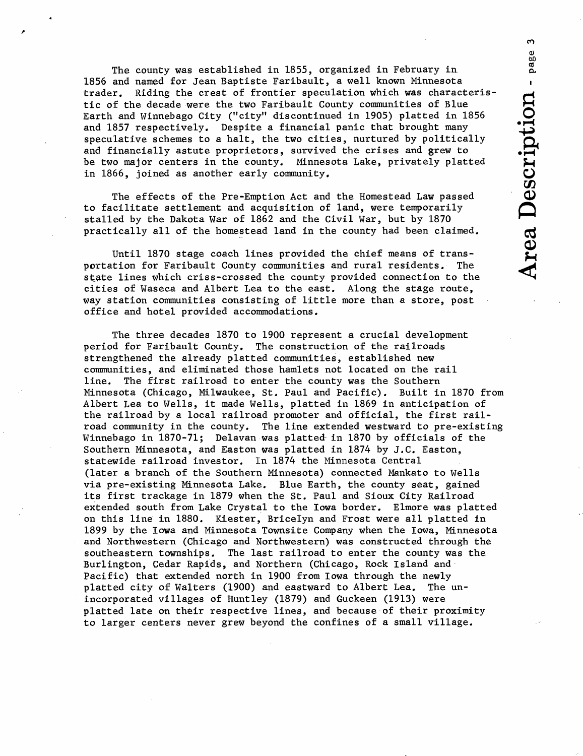The county was established in 1855, organized in February in 1856 and named for Jean Baptiste Faribault, a well known Minnesota trader. Riding the crest of frontier speculation which was characteristic of the decade were the two Faribault County communities of Blue Earth and Winnebago City ("city" discontinued in 1905) platted in 1856 and 1857 respectively. Despite a financial panic that brought many speculative schemes to a halt, the two cities, nurtured by politically and financially astute proprietors, survived the crises and grew to be two major centers in the county. Minnesota Lake, privately platted in 1866, joined as another early community.

The effects of the Pre-Emption Act and the Homestead Law passed to facilitate settlement and acquisition of land, were temporarily stalled by the Dakota War of 1862 and the Civil War, but by 1870 practically all of the homestead land in the county had been claimed.

Until 1870 stage coach lines provided the chief means of transportation for Faribault County communities and rural residents. The state lines which criss-crossed the county provided connection to the cities of Waseca and Albert Lea to the east. Along the stage route, way station communities consisting of little more than a store, post office and hotel provided accommodations.

The three decades 1870 to 1900 represent a crucial development period for Faribault County. The construction of the railroads strengthened the already platted communities, established new communities, and eliminated those hamlets not located on the rail line. The first railroad to enter the county was the Southern Minnesota (Chicago, Milwaukee, St. Paul and Pacific). Built in 1870 from Albert Lea to Wells, it made Wells, platted in 1869 in anticipation of the railroad by a local railroad promoter and official, the first railroad community in the county. The line extended westward to pre-existing Winnebago in 1870-71; Delavan was platted in 1870 by officials of the Southern Minnesota, and Easton was platted in 1874 by J.C. Easton, statewide railroad investor. In 1874 the Minnesota Central (later a branch of the Southern Minnesota) connected Mankato to Wells via pre-existing Minnesota Lake. Blue Earth, the county seat, gained its first trackage in 1879 when the St. Paul and Sioux City Railroad extended south from Lake Crystal to the Iowa border. Elmore was platted on this line in 1880. Kiester, Bricelyn and Frost were all platted in 1899 by the Iowa and Minnesota Townsite Company when the Iowa, Minnesota and Northwestern (Chicago and Northwestern) was constructed through the southeastern townships. The last railroad to enter the county was the Burlington, Cedar Rapids, and Northern (Chicago, Rock Island and Pacific) that extended north in 1900 from Iowa through the newly platted city of Walters (1900) and eastward to Albert Lea. The unincorporated villages of Huntley (1879) and Guckeen (1913) were platted late on their respective lines, and because of their proximity to larger centers never grew beyond the confines of a small village.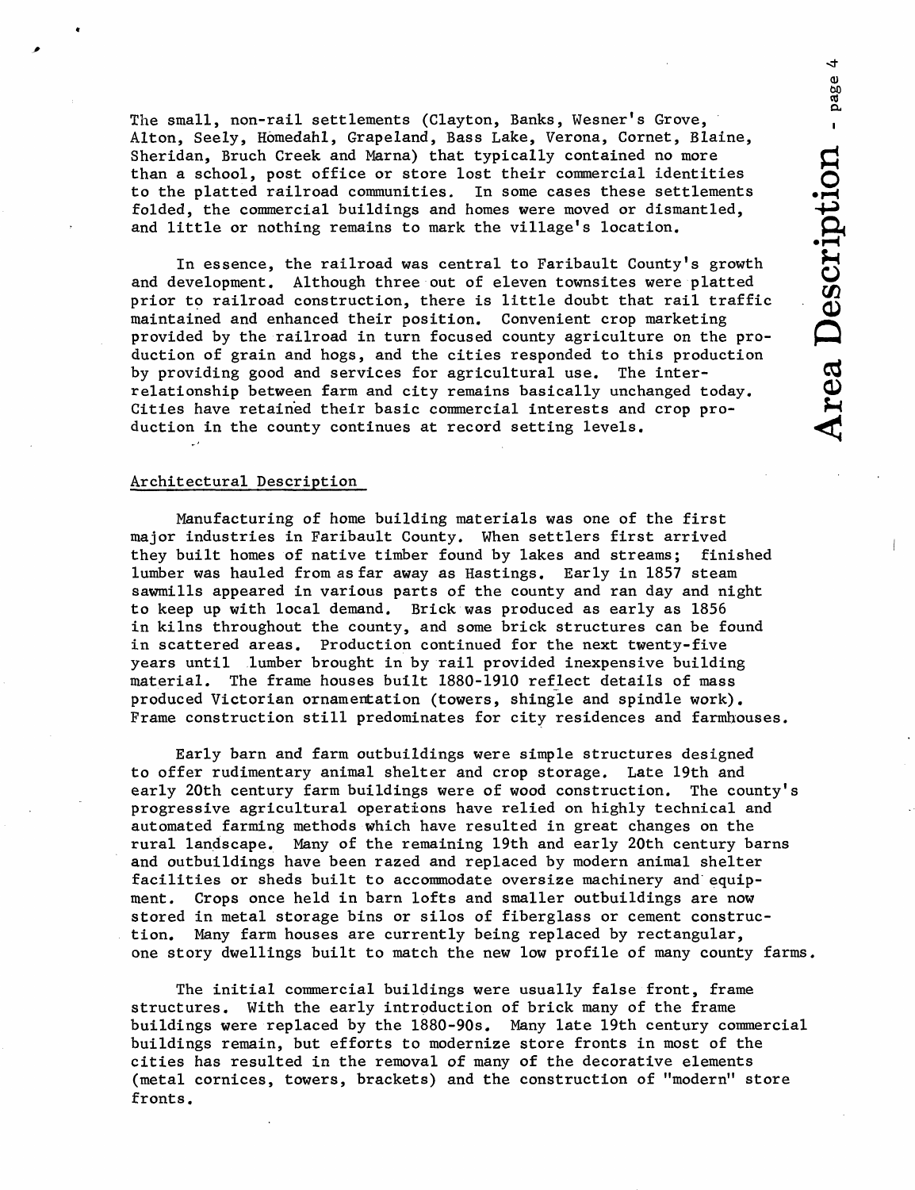The small, non-rail settlements (Clayton, Banks, Wesner's Grove, Alton, Seely, Homedahl, Grapeland, Bass Lake, Verona, Cornet, Blaine, Sheridan, Bruch Creek and Marna) that typically contained no more than a school, post office or store lost their commercial identities to the platted railroad communities. In some cases these settlements folded, the commercial buildings and homes were moved or dismantled, and little or nothing remains to mark the village's location.

In essence, the railroad was central to Faribault County's growth and development. Although three out of eleven townsites were platted prior to railroad construction, there is little doubt that rail traffic maintained and enhanced their position. Convenient crop marketing provided by the railroad in turn focused county agriculture on the production of grain and hogs, and the cities responded to this production by providing good and services for agricultural use. The interrelationship between farm and city remains basically unchanged today. Cities have retained their basic commercial interests and crop production in the county continues at record setting levels.

## Architectural Description

Manufacturing of home building materials was one of the first major industries in Faribault County. When settlers first arrived they built homes of native timber found by lakes and streams; finished lumber was hauled from as far away as Hastings. Early in 1857 steam sawmills appeared in various parts of the county and ran day and night to keep up with local demand. Brick was produced as early as 1856 in kilns throughout the county, and some brick structures can be found in scattered areas. Production continued for the next twenty-five years until lumber brought in by rail provided inexpensive building material. The frame houses built 1880-1910 reflect details of mass produced Victorian ornamentation (towers, shingle and spindle work). Frame construction still predominates for city residences and farmhouses.

Early barn and farm outbuildings were simple structures designed to offer rudimentary animal shelter and crop storage. Late 19th and early 20th century farm buildings were of wood construction. The county's progressive agricultural operations have relied on highly technical and automated farming methods which have resulted in great changes on the rural landscape. Many of the remaining 19th and early 20th century barns and outbuildings have been razed and replaced by modern animal shelter facilities or sheds built to accommodate oversize machinery and equipment. Crops once held in barn lofts and smaller outbuildings are now stored in metal storage bins or silos of fiberglass or cement construction. Many farm houses are currently being replaced by rectangular, one story dwellings built to match the new low profile of many county farms.

The initial commercial buildings were usually false front, frame structures. With the early introduction of brick many of the frame buildings were replaced by the 1880-90s. Many late 19th century commercial buildings remain, but efforts to modernize store fronts in most of the cities has resulted in the removal of many of the decorative elements (metal cornices, towers, brackets) and the construction of "modern" store fronts.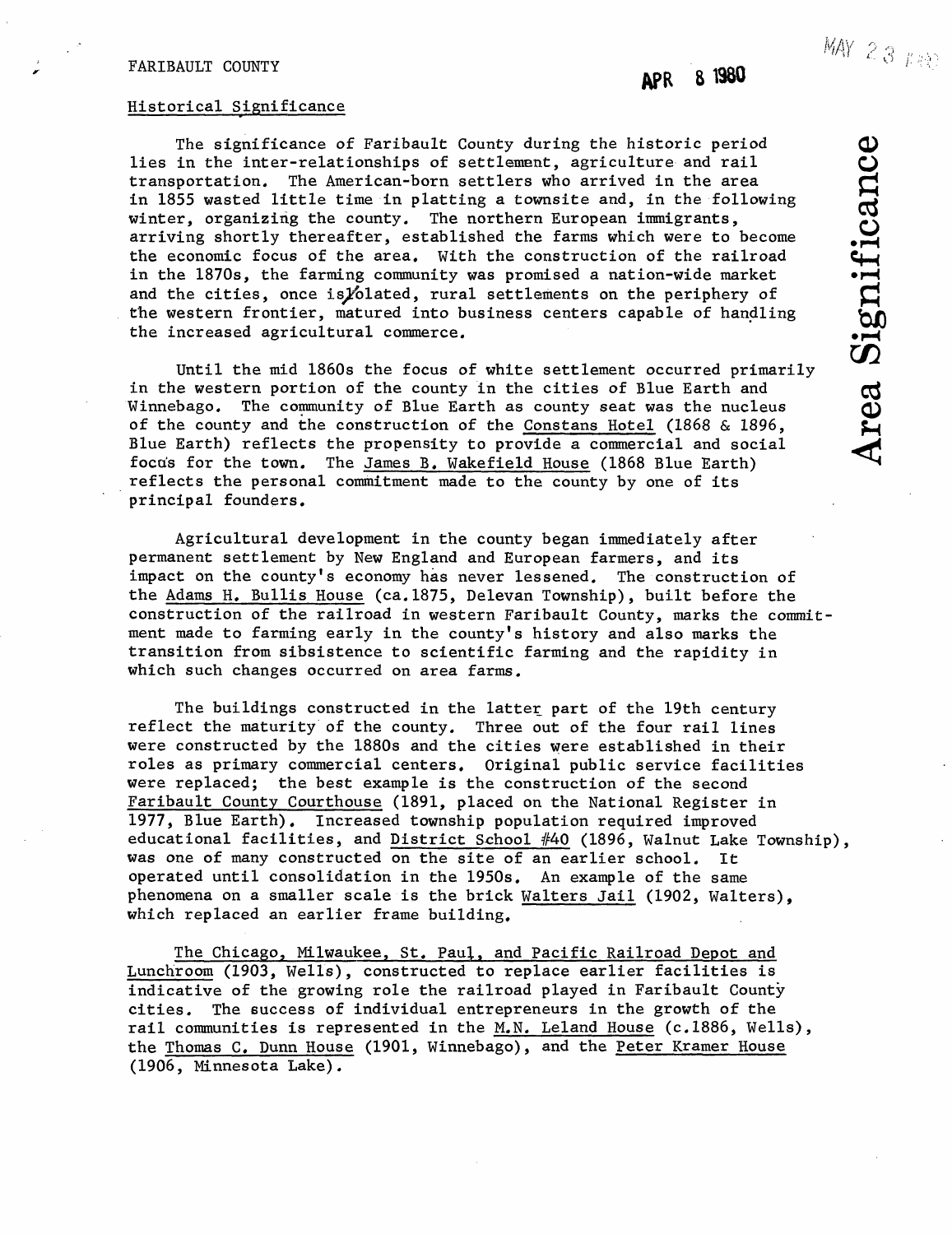FARIBAULT COUNTY

APR 8 1980

MAY 23 1980

## Historical Significance

The significance of Faribault County during the historic period lies in the inter-relationships of settlement, agriculture and rail transportation. The American-born settlers who arrived in the area in 1855 wasted little time in platting a townsite and, in the following winter, organizing the county. The northern European immigrants, arriving shortly thereafter, established the farms which were to become the economic focus of the area. With the construction of the railroad in the 1870s, the farming community was promised a nation-wide market and the cities, once isolated, rural settlements on the periphery of the western frontier, matured into business centers capable of handling the increased agricultural commerce.

Until the mid 1860s the focus of white settlement occurred primarily in the western portion of the county in the cities of Blue Earth and Winnebago. The community of Blue Earth as county seat was the nucleus of the county and the construction of the Constans Hotel (1868 & 1896, Blue Earth) reflects the propensity to provide a commercial and social focus for the town. The James B. Wakefield House (1868 Blue Earth) reflects the personal commitment made to the county by one of its principal founders.

Agricultural development in the county began immediately after permanent settlement by New England and European farmers, and its impact on the county's economy has never lessened. The construction of the Adams H. Bullis House (ca.1875, Delevan Township), built before the construction of the railroad in western Faribault County, marks the commitment made to farming early in the county's history and also marks the transition from sibsistence to scientific farming and the rapidity in which such changes occurred on area farms.

The buildings constructed in the latter part of the 19th century reflect the maturity of the county. Three out of the four rail lines were constructed by the 1880s and the cities were established in their roles as primary commercial centers. Original public service facilities were replaced; the best example is the construction of the second Faribault County Courthouse (1891, placed on the National Register in 1977, Blue Earth). Increased township population required improved educational facilities, and District School #40 (1896, Walnut Lake Township), was one of many constructed on the site of an earlier school. It operated until consolidation in the 1950s. An example of the same phenomena on a smaller scale is the brick Walters Jail (1902, Walters), which replaced an earlier frame building.

The Chicago, Milwaukee, St. Paul, and Pacific Railroad Depot and Lunchroom (1903, Wells), constructed to replace earlier facilities is indicative of the growing role the railroad played in Faribault County cities. The success of individual entrepreneurs in the growth of the rail communities is represented in the M.N. Leland House (c.1886, Wells), the Thomas C. Dunn House (1901, Winnebago), and the Peter Kramer House (1906, Minnesota Lake).

Area Significance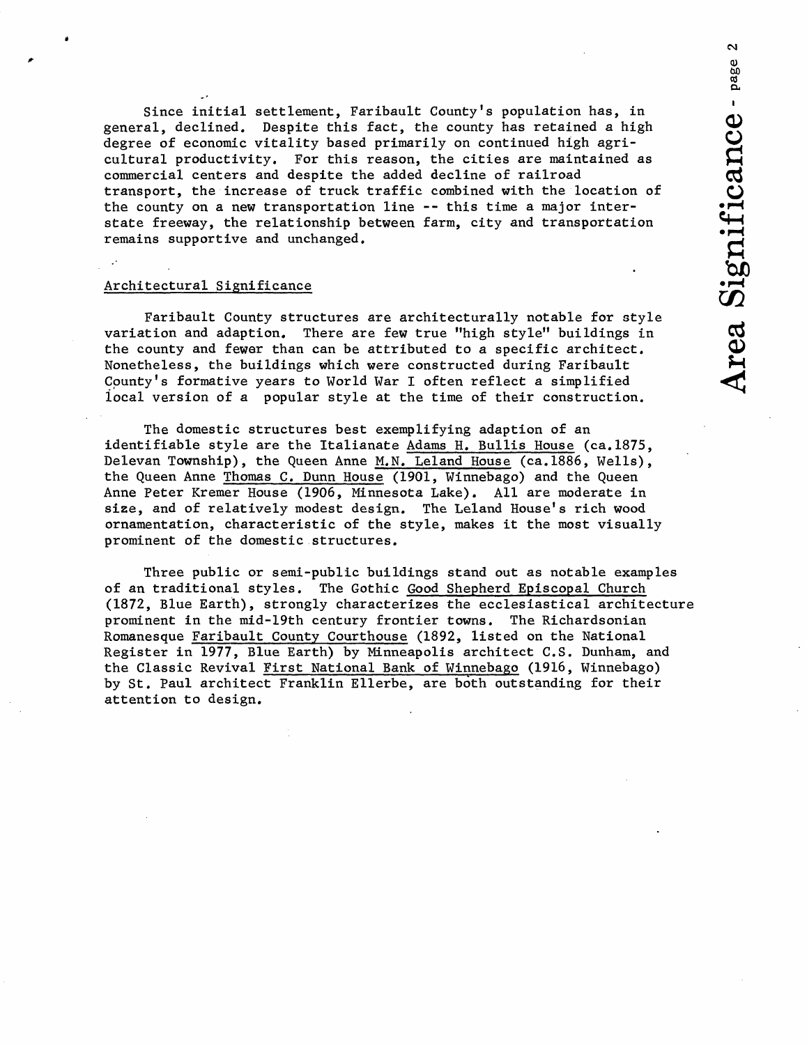Since initial settlement, Faribault County's population has, in general, declined. Despite this fact, the county has retained a high degree of economic vitality based primarily on continued high agricultural productivity. For this reason, the cities are maintained as commercial centers and despite the added decline of railroad transport, the increase of truck traffic combined with the location of the county on a new transportation line -- this time a major interstate freeway, the relationship between farm, city and transportation remains supportive and unchanged.

## Architectural Significance

Faribault County structures are architecturally notable for style variation and adaption. There are few true "high style" buildings in the county and fewer than can be attributed to a specific architect. Nonetheless, the buildings which were constructed during Faribault County's formative years to World War I often reflect a simplified local version of a popular style at the time of their construction.

The domestic structures best exemplifying adaption of an identifiable style are the Italianate Adams H. Bullis House (ca.1875, Delevan Township), the Queen Anne M.N. Leland House (ca.1886, Wells), the Queen Anne Thomas C. Dunn House (1901, Winnebago) and the Queen Anne Peter Kremer House (1906, Minnesota Lake). All are moderate in size, and of relatively modest design. The Leland House's rich wood ornamentation, characteristic of the style, makes it the most visually prominent of the domestic structures.

Three public or semi-public buildings stand out as notable examples of an traditional styles. The Gothic Good Shepherd Episcopal Church (1872, Blue Earth), strongly characterizes the ecclesiastical architecture prominent in the mid-19th century frontier towns. The Richardsonian Romanesque Faribault County Courthouse (1892, listed on the National Register in 1977, Blue Earth) by Minneapolis architect C.S. Dunham, and the Classic Revival First National Bank of Winnebago (1916, Winnebago) by St. Paul architect Franklin Ellerbe, are both outstanding for their attention to design.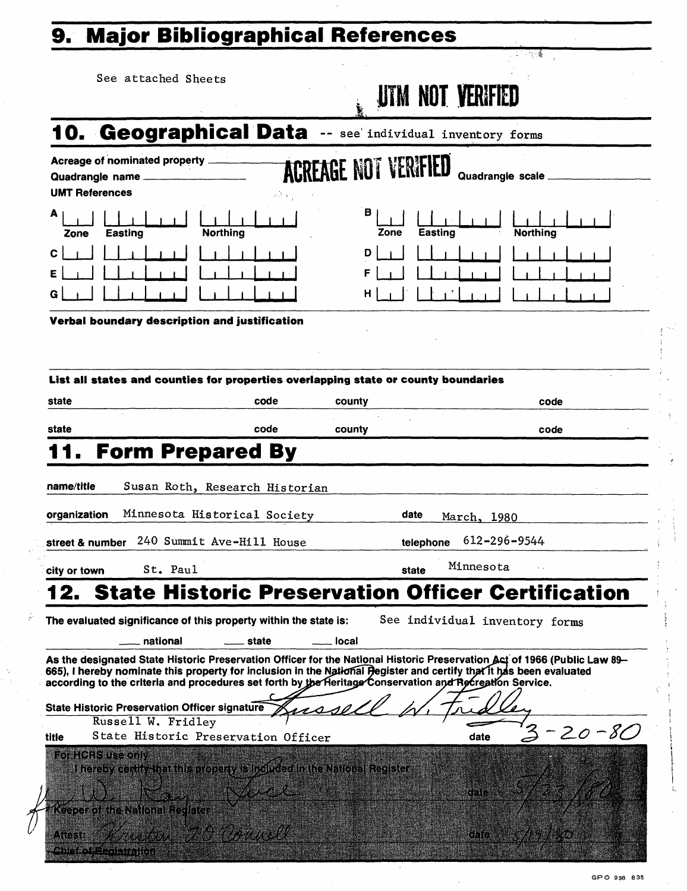## 9. Major Bibliographical References

See attached Sheets

UTM NOT VERIFIED

## 10. Geographical Data -- see individual inventory forms

Acreage of nominated property

Quadrangle name ACREAGE NOT VERIFIED Quadrangle scale

UMT References

| | Zone | Easting | Northing | | Zone | Easting | Northing |
|---|---|---|---|---|---|---|---|
| A | | | | B | | | |
| C | | | | D | | | |
| E | | | | F | | | |
| G | | | | H | | | |

**Verbal boundary description and justification**

**List all states and counties for properties overlapping state or county boundaries**

| state | code | county | code |
|---|---|---|---|
| state | code | county | code |

## 11. Form Prepared By

name/title Susan Roth, Research Historian

organization Minnesota Historical Society date March, 1980

street & number 240 Summit Ave-Hill House telephone 612-296-9544

city or town St. Paul state Minnesota

## 12. State Historic Preservation Officer Certification

The evaluated significance of this property within the state is: See individual inventory forms

___ national ___ state ___ local

As the designated State Historic Preservation Officer for the National Historic Preservation Act of 1966 (Public Law 89-665), I hereby nominate this property for inclusion in the National Register and certify that it has been evaluated according to the criteria and procedures set forth by the Heritage Conservation and Recreation Service.

State Historic Preservation Officer signature Russell W. Fridley

Russell W. Fridley

title State Historic Preservation Officer date 3-20-80

For HCRS use only

I hereby certify that this property is included in the National Register

for W. Ray Luce date 5/23/80

Keeper of the National Register

Attest: Kirsten O'Connell date 5/13/80

Chief of Registration

GPO 938 835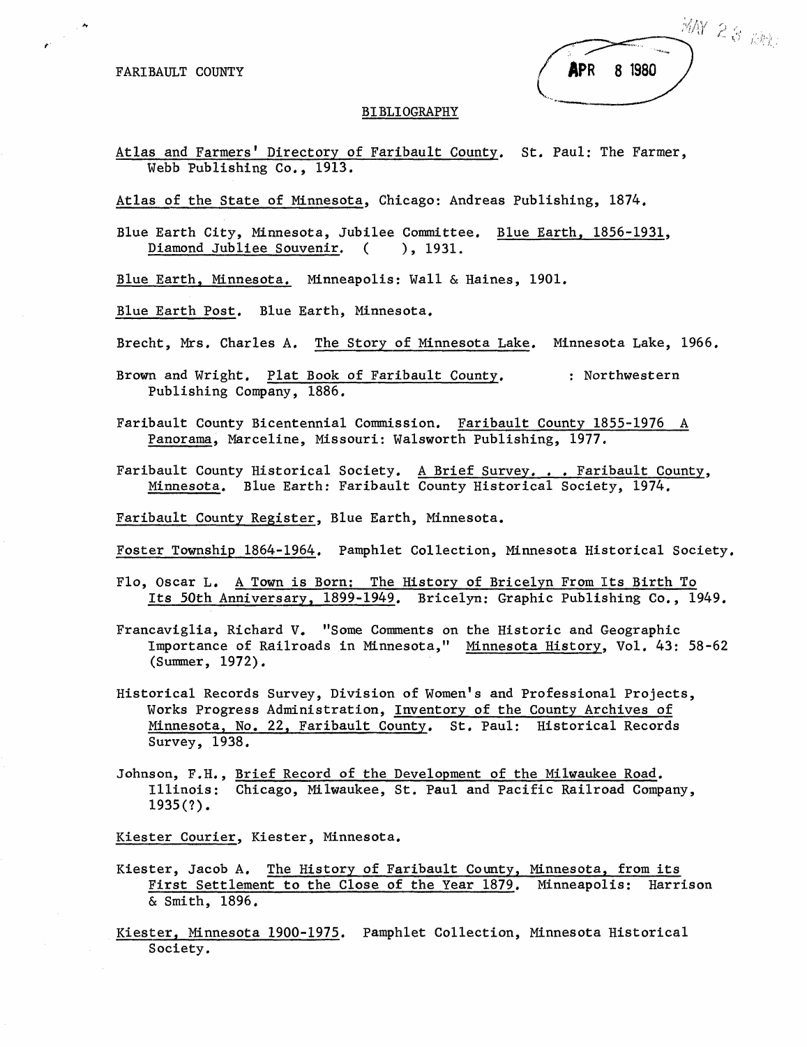FARIBAULT COUNTY

APR 8 1980

MAY 23 1980

## BIBLIOGRAPHY

Atlas and Farmers' Directory of Faribault County. St. Paul: The Farmer, Webb Publishing Co., 1913.

Atlas of the State of Minnesota, Chicago: Andreas Publishing, 1874.

Blue Earth City, Minnesota, Jubilee Committee. Blue Earth, 1856-1931, Diamond Jubliee Souvenir. ( ), 1931.

Blue Earth, Minnesota. Minneapolis: Wall & Haines, 1901.

Blue Earth Post. Blue Earth, Minnesota.

Brecht, Mrs. Charles A. The Story of Minnesota Lake. Minnesota Lake, 1966.

Brown and Wright. Plat Book of Faribault County. : Northwestern Publishing Company, 1886.

Faribault County Bicentennial Commission. Faribault County 1855-1976 A Panorama, Marceline, Missouri: Walsworth Publishing, 1977.

Faribault County Historical Society. A Brief Survey. . . Faribault County, Minnesota. Blue Earth: Faribault County Historical Society, 1974.

Faribault County Register, Blue Earth, Minnesota.

Foster Township 1864-1964. Pamphlet Collection, Minnesota Historical Society.

Flo, Oscar L. A Town is Born: The History of Bricelyn From Its Birth To Its 50th Anniversary, 1899-1949. Bricelyn: Graphic Publishing Co., 1949.

Francaviglia, Richard V. "Some Comments on the Historic and Geographic Importance of Railroads in Minnesota," Minnesota History, Vol. 43: 58-62 (Summer, 1972).

Historical Records Survey, Division of Women's and Professional Projects, Works Progress Administration, Inventory of the County Archives of Minnesota, No. 22, Faribault County. St. Paul: Historical Records Survey, 1938.

Johnson, F.H., Brief Record of the Development of the Milwaukee Road. Illinois: Chicago, Milwaukee, St. Paul and Pacific Railroad Company, 1935(?).

Kiester Courier, Kiester, Minnesota.

Kiester, Jacob A. The History of Faribault County, Minnesota, from its First Settlement to the Close of the Year 1879. Minneapolis: Harrison & Smith, 1896.

Kiester, Minnesota 1900-1975. Pamphlet Collection, Minnesota Historical Society.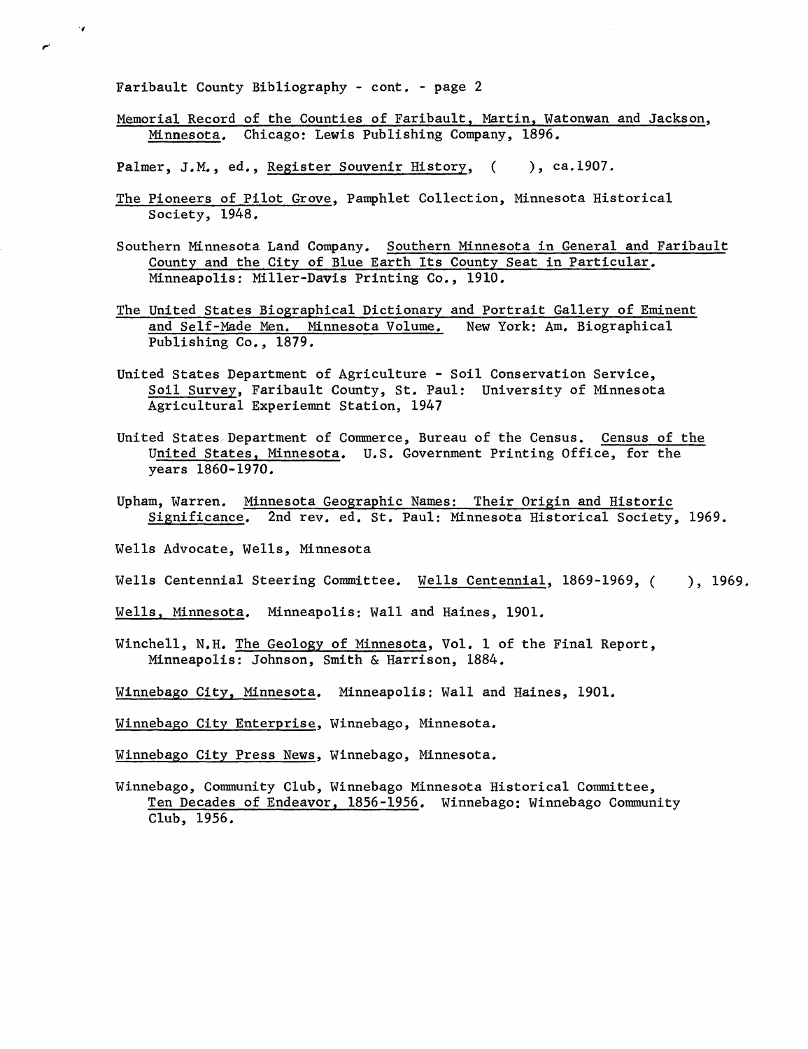Faribault County Bibliography - cont. - page 2

Memorial Record of the Counties of Faribault, Martin, Watonwan and Jackson, Minnesota. Chicago: Lewis Publishing Company, 1896.

Palmer, J.M., ed., Register Souvenir History, (    ), ca.1907.

The Pioneers of Pilot Grove, Pamphlet Collection, Minnesota Historical Society, 1948.

Southern Minnesota Land Company. Southern Minnesota in General and Faribault County and the City of Blue Earth Its County Seat in Particular. Minneapolis: Miller-Davis Printing Co., 1910.

The United States Biographical Dictionary and Portrait Gallery of Eminent and Self-Made Men. Minnesota Volume. New York: Am. Biographical Publishing Co., 1879.

United States Department of Agriculture - Soil Conservation Service, Soil Survey, Faribault County, St. Paul: University of Minnesota Agricultural Experiemnt Station, 1947

United States Department of Commerce, Bureau of the Census. Census of the United States, Minnesota. U.S. Government Printing Office, for the years 1860-1970.

Upham, Warren. Minnesota Geographic Names: Their Origin and Historic Significance. 2nd rev. ed. St. Paul: Minnesota Historical Society, 1969.

Wells Advocate, Wells, Minnesota

Wells Centennial Steering Committee. Wells Centennial, 1869-1969, (    ), 1969.

Wells, Minnesota. Minneapolis: Wall and Haines, 1901.

Winchell, N.H. The Geology of Minnesota, Vol. 1 of the Final Report, Minneapolis: Johnson, Smith & Harrison, 1884.

Winnebago City, Minnesota. Minneapolis: Wall and Haines, 1901.

Winnebago City Enterprise, Winnebago, Minnesota.

Winnebago City Press News, Winnebago, Minnesota.

Winnebago, Community Club, Winnebago Minnesota Historical Committee, Ten Decades of Endeavor, 1856-1956. Winnebago: Winnebago Community Club, 1956.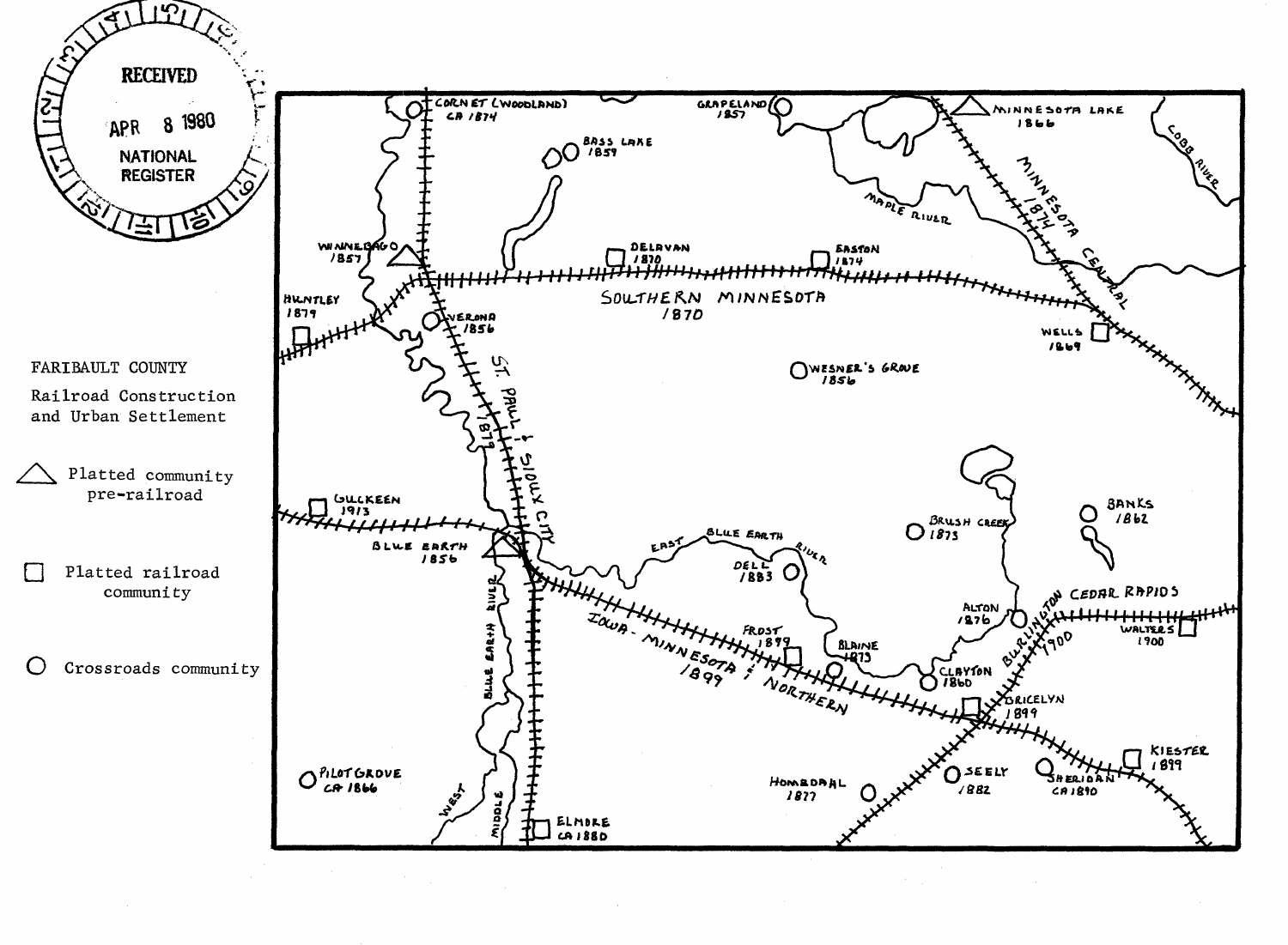RECEIVED

APR 8 1980

NATIONAL REGISTER

FARIBAULT COUNTY

Railroad Construction and Urban Settlement

△ Platted community pre-railroad

□ Platted railroad community

○ Crossroads community

CORNET (WOODLAND) CA 1874

GRAPELAND 1857

MINNESOTA LAKE 1866

BASS LAKE 1859

COBB RIVER

MAPLE RIVER

MINNESOTA CENTRAL 1874

WINNEBAGO 1857

DELAVAN 1870

EASTON 1874

SOUTHERN MINNESOTA 1870

HUNTLEY 1879

VERONA 1856

WELLS 1869

WESNER'S GROVE 1856

ST. PAUL & SIOUX CITY 1879

BANKS 1862

BRUSH CREEK 1875

GUCKEEN 1913

BLUE EARTH 1856

EAST BLUE EARTH RIVER

DELL 1883

ALTON 1876

BURLINGTON CEDAR RAPIDS 1900

WALTERS 1900

BLUE EARTH RIVER

FROST 1899

BLAINE 1873

IOWA-MINNESOTA & NORTHERN 1899

CLAYTON 1860

BRICELYN 1899

KIESTER 1899

PILOT GROVE CA 1866

HOMEDAHL 1877

SEELY 1882

SHERIDAN CA 1890

WEST

MIDDLE

ELMORE CA 1880